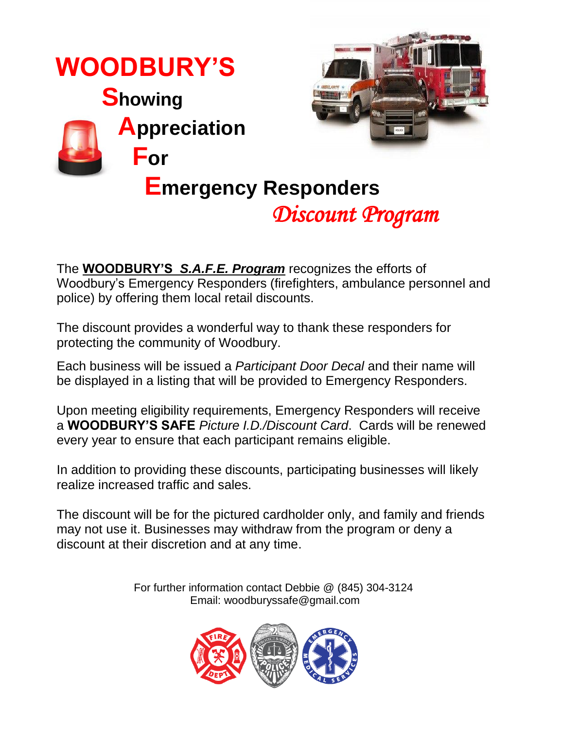# WOODBURY'S

## Showing Appreciation For Emergency Responders

## *Discount Program*

The **WOODBURY'S** ***S.A.F.E. Program*** recognizes the efforts of Woodbury's Emergency Responders (firefighters, ambulance personnel and police) by offering them local retail discounts.

The discount provides a wonderful way to thank these responders for protecting the community of Woodbury.

Each business will be issued a *Participant Door Decal* and their name will be displayed in a listing that will be provided to Emergency Responders.

Upon meeting eligibility requirements, Emergency Responders will receive a **WOODBURY'S SAFE** *Picture I.D./Discount Card*. Cards will be renewed every year to ensure that each participant remains eligible.

In addition to providing these discounts, participating businesses will likely realize increased traffic and sales.

The discount will be for the pictured cardholder only, and family and friends may not use it. Businesses may withdraw from the program or deny a discount at their discretion and at any time.

For further information contact Debbie @ (845) 304-3124
Email: woodburyssafe@gmail.com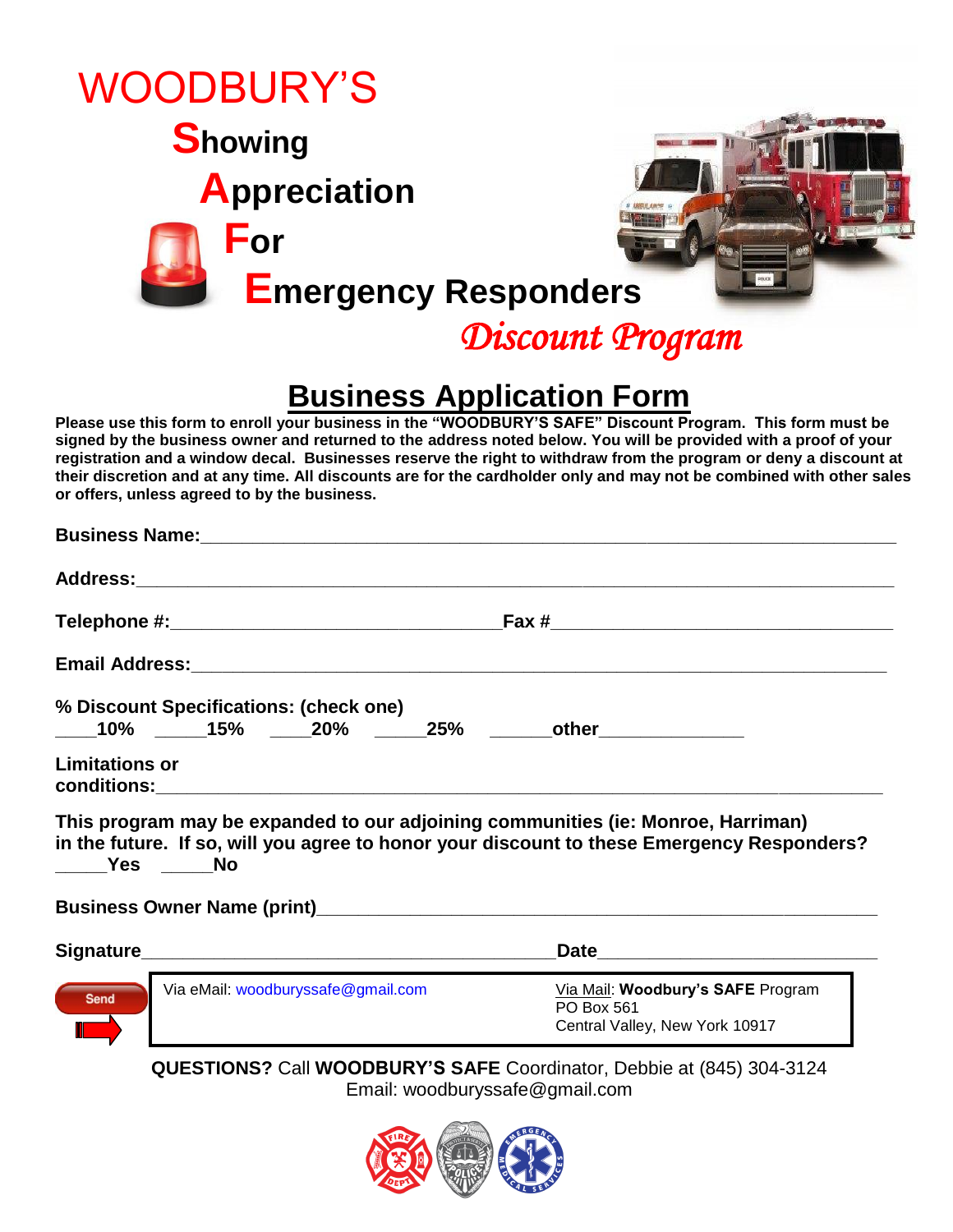# WOODBURY'S

## **S**howing **A**ppreciation **F**or **E**mergency Responders

*Discount Program*

## Business Application Form

**Please use this form to enroll your business in the "WOODBURY'S SAFE" Discount Program. This form must be signed by the business owner and returned to the address noted below. You will be provided with a proof of your registration and a window decal. Businesses reserve the right to withdraw from the program or deny a discount at their discretion and at any time. All discounts are for the cardholder only and may not be combined with other sales or offers, unless agreed to by the business.**

**Business Name:**_______________________________________________________________

**Address:**_____________________________________________________________________

**Telephone #:**________________________________ **Fax #**_______________________________

**Email Address:**_________________________________________________________________

**% Discount Specifications: (check one)**
____**10%** _____**15%** ____**20%** _____**25%** ______**other**_____________

**Limitations or conditions:**___________________________________________________________

**This program may be expanded to our adjoining communities (ie: Monroe, Harriman) in the future. If so, will you agree to honor your discount to these Emergency Responders?**
_____**Yes** _____**No**

**Business Owner Name (print)**________________________________________________

**Signature**_______________________________________ **Date**__________________________

Send

| | |
|---|---|
| Via eMail: woodburyssafe@gmail.com | Via Mail: **Woodbury's SAFE** Program<br>PO Box 561<br>Central Valley, New York 10917 |

**QUESTIONS?** Call **WOODBURY'S SAFE** Coordinator, Debbie at (845) 304-3124
Email: woodburyssafe@gmail.com